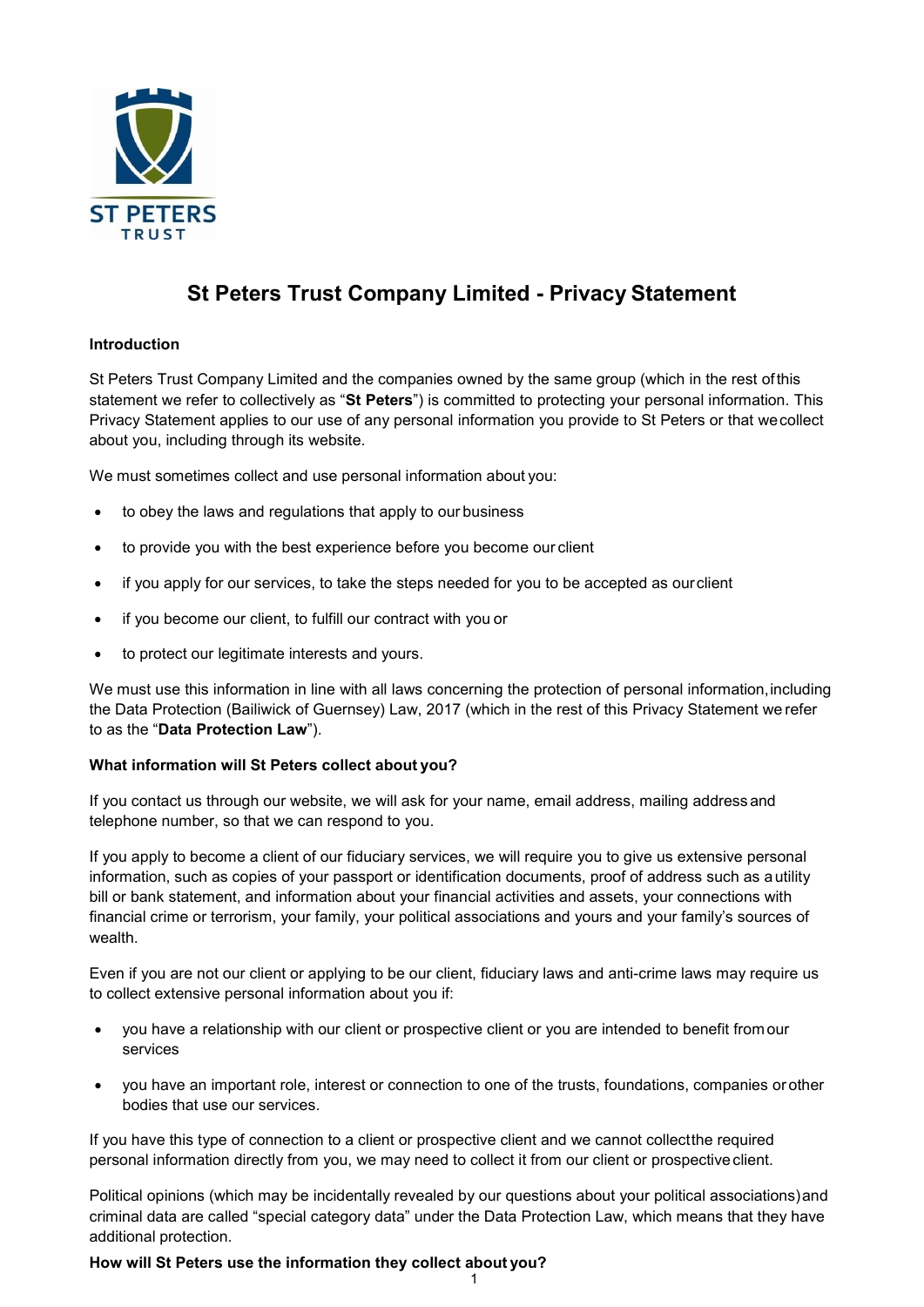# St Peters Trust Company Limited - Privacy Statement

**Introduction**

St Peters Trust Company Limited and the companies owned by the same group (which in the rest of this statement we refer to collectively as "**St Peters**") is committed to protecting your personal information. This Privacy Statement applies to our use of any personal information you provide to St Peters or that we collect about you, including through its website.

We must sometimes collect and use personal information about you:

- to obey the laws and regulations that apply to our business
- to provide you with the best experience before you become our client
- if you apply for our services, to take the steps needed for you to be accepted as our client
- if you become our client, to fulfill our contract with you or
- to protect our legitimate interests and yours.

We must use this information in line with all laws concerning the protection of personal information, including the Data Protection (Bailiwick of Guernsey) Law, 2017 (which in the rest of this Privacy Statement we refer to as the "**Data Protection Law**").

**What information will St Peters collect about you?**

If you contact us through our website, we will ask for your name, email address, mailing address and telephone number, so that we can respond to you.

If you apply to become a client of our fiduciary services, we will require you to give us extensive personal information, such as copies of your passport or identification documents, proof of address such as a utility bill or bank statement, and information about your financial activities and assets, your connections with financial crime or terrorism, your family, your political associations and yours and your family's sources of wealth.

Even if you are not our client or applying to be our client, fiduciary laws and anti-crime laws may require us to collect extensive personal information about you if:

- you have a relationship with our client or prospective client or you are intended to benefit from our services
- you have an important role, interest or connection to one of the trusts, foundations, companies or other bodies that use our services.

If you have this type of connection to a client or prospective client and we cannot collect the required personal information directly from you, we may need to collect it from our client or prospective client.

Political opinions (which may be incidentally revealed by our questions about your political associations) and criminal data are called "special category data" under the Data Protection Law, which means that they have additional protection.

**How will St Peters use the information they collect about you?**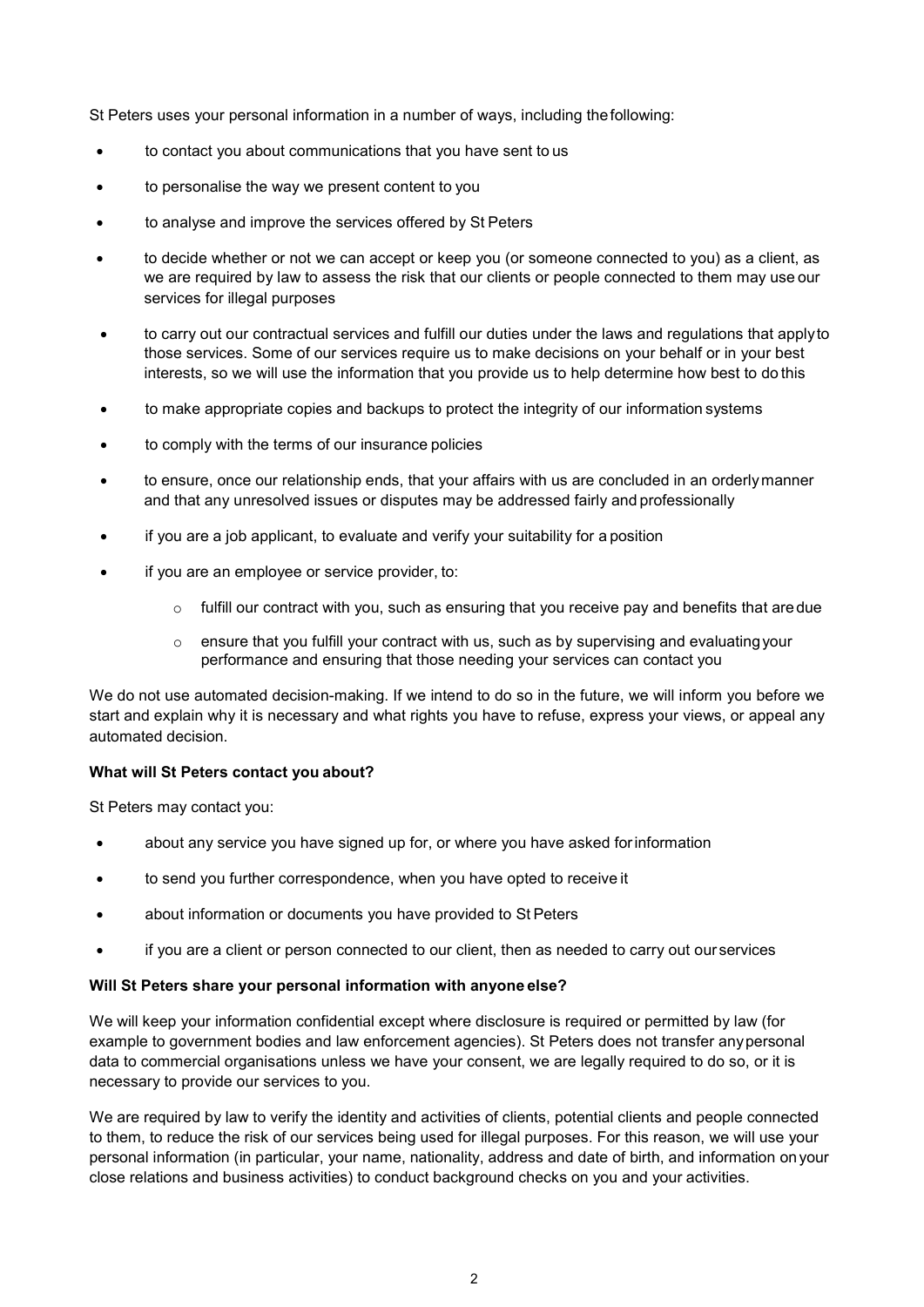St Peters uses your personal information in a number of ways, including the following:

- to contact you about communications that you have sent to us
- to personalise the way we present content to you
- to analyse and improve the services offered by St Peters
- to decide whether or not we can accept or keep you (or someone connected to you) as a client, as we are required by law to assess the risk that our clients or people connected to them may use our services for illegal purposes
- to carry out our contractual services and fulfill our duties under the laws and regulations that apply to those services. Some of our services require us to make decisions on your behalf or in your best interests, so we will use the information that you provide us to help determine how best to do this
- to make appropriate copies and backups to protect the integrity of our information systems
- to comply with the terms of our insurance policies
- to ensure, once our relationship ends, that your affairs with us are concluded in an orderly manner and that any unresolved issues or disputes may be addressed fairly and professionally
- if you are a job applicant, to evaluate and verify your suitability for a position
- if you are an employee or service provider, to:
    - fulfill our contract with you, such as ensuring that you receive pay and benefits that are due
    - ensure that you fulfill your contract with us, such as by supervising and evaluating your performance and ensuring that those needing your services can contact you

We do not use automated decision-making. If we intend to do so in the future, we will inform you before we start and explain why it is necessary and what rights you have to refuse, express your views, or appeal any automated decision.

**What will St Peters contact you about?**

St Peters may contact you:

- about any service you have signed up for, or where you have asked for information
- to send you further correspondence, when you have opted to receive it
- about information or documents you have provided to St Peters
- if you are a client or person connected to our client, then as needed to carry out our services

**Will St Peters share your personal information with anyone else?**

We will keep your information confidential except where disclosure is required or permitted by law (for example to government bodies and law enforcement agencies). St Peters does not transfer any personal data to commercial organisations unless we have your consent, we are legally required to do so, or it is necessary to provide our services to you.

We are required by law to verify the identity and activities of clients, potential clients and people connected to them, to reduce the risk of our services being used for illegal purposes. For this reason, we will use your personal information (in particular, your name, nationality, address and date of birth, and information on your close relations and business activities) to conduct background checks on you and your activities.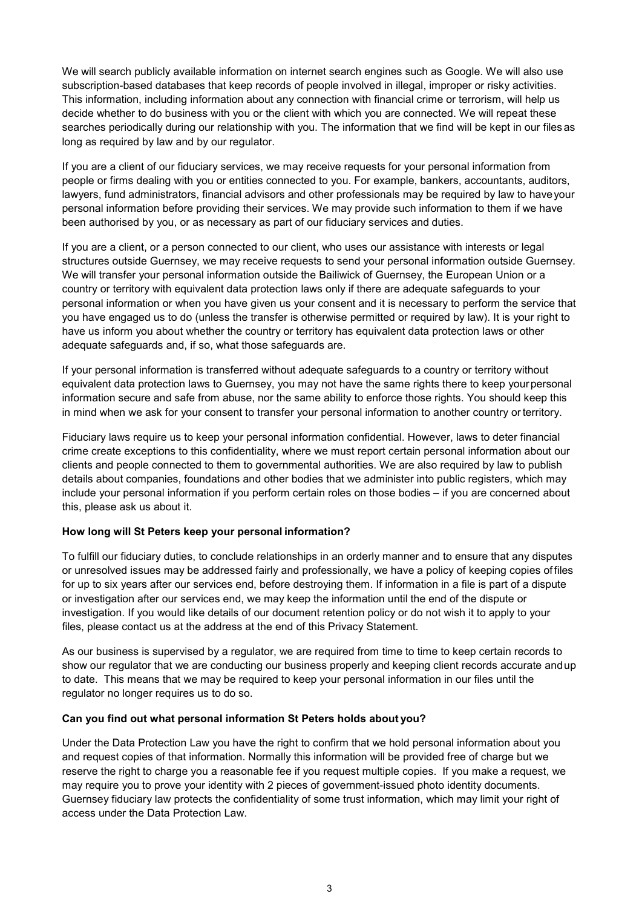We will search publicly available information on internet search engines such as Google. We will also use subscription-based databases that keep records of people involved in illegal, improper or risky activities. This information, including information about any connection with financial crime or terrorism, will help us decide whether to do business with you or the client with which you are connected. We will repeat these searches periodically during our relationship with you. The information that we find will be kept in our files as long as required by law and by our regulator.

If you are a client of our fiduciary services, we may receive requests for your personal information from people or firms dealing with you or entities connected to you. For example, bankers, accountants, auditors, lawyers, fund administrators, financial advisors and other professionals may be required by law to have your personal information before providing their services. We may provide such information to them if we have been authorised by you, or as necessary as part of our fiduciary services and duties.

If you are a client, or a person connected to our client, who uses our assistance with interests or legal structures outside Guernsey, we may receive requests to send your personal information outside Guernsey. We will transfer your personal information outside the Bailiwick of Guernsey, the European Union or a country or territory with equivalent data protection laws only if there are adequate safeguards to your personal information or when you have given us your consent and it is necessary to perform the service that you have engaged us to do (unless the transfer is otherwise permitted or required by law). It is your right to have us inform you about whether the country or territory has equivalent data protection laws or other adequate safeguards and, if so, what those safeguards are.

If your personal information is transferred without adequate safeguards to a country or territory without equivalent data protection laws to Guernsey, you may not have the same rights there to keep your personal information secure and safe from abuse, nor the same ability to enforce those rights. You should keep this in mind when we ask for your consent to transfer your personal information to another country or territory.

Fiduciary laws require us to keep your personal information confidential. However, laws to deter financial crime create exceptions to this confidentiality, where we must report certain personal information about our clients and people connected to them to governmental authorities. We are also required by law to publish details about companies, foundations and other bodies that we administer into public registers, which may include your personal information if you perform certain roles on those bodies – if you are concerned about this, please ask us about it.

**How long will St Peters keep your personal information?**

To fulfill our fiduciary duties, to conclude relationships in an orderly manner and to ensure that any disputes or unresolved issues may be addressed fairly and professionally, we have a policy of keeping copies of files for up to six years after our services end, before destroying them. If information in a file is part of a dispute or investigation after our services end, we may keep the information until the end of the dispute or investigation. If you would like details of our document retention policy or do not wish it to apply to your files, please contact us at the address at the end of this Privacy Statement.

As our business is supervised by a regulator, we are required from time to time to keep certain records to show our regulator that we are conducting our business properly and keeping client records accurate and up to date. This means that we may be required to keep your personal information in our files until the regulator no longer requires us to do so.

**Can you find out what personal information St Peters holds about you?**

Under the Data Protection Law you have the right to confirm that we hold personal information about you and request copies of that information. Normally this information will be provided free of charge but we reserve the right to charge you a reasonable fee if you request multiple copies. If you make a request, we may require you to prove your identity with 2 pieces of government-issued photo identity documents. Guernsey fiduciary law protects the confidentiality of some trust information, which may limit your right of access under the Data Protection Law.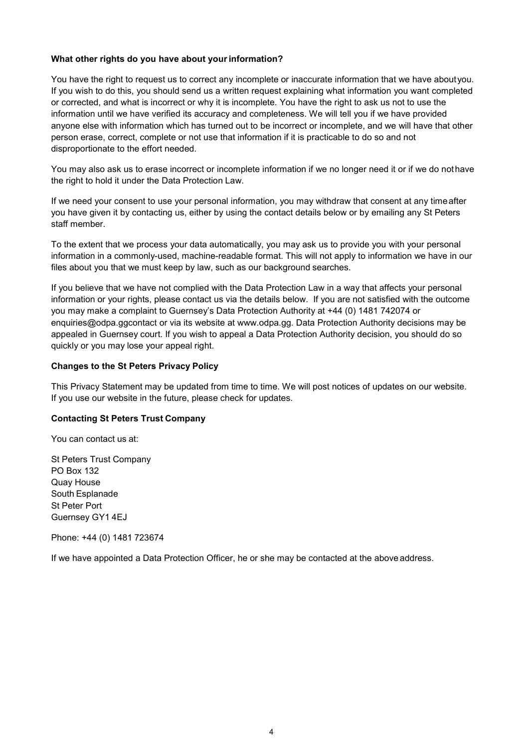**What other rights do you have about your information?**

You have the right to request us to correct any incomplete or inaccurate information that we have about you. If you wish to do this, you should send us a written request explaining what information you want completed or corrected, and what is incorrect or why it is incomplete. You have the right to ask us not to use the information until we have verified its accuracy and completeness. We will tell you if we have provided anyone else with information which has turned out to be incorrect or incomplete, and we will have that other person erase, correct, complete or not use that information if it is practicable to do so and not disproportionate to the effort needed.

You may also ask us to erase incorrect or incomplete information if we no longer need it or if we do not have the right to hold it under the Data Protection Law.

If we need your consent to use your personal information, you may withdraw that consent at any time after you have given it by contacting us, either by using the contact details below or by emailing any St Peters staff member.

To the extent that we process your data automatically, you may ask us to provide you with your personal information in a commonly-used, machine-readable format. This will not apply to information we have in our files about you that we must keep by law, such as our background searches.

If you believe that we have not complied with the Data Protection Law in a way that affects your personal information or your rights, please contact us via the details below. If you are not satisfied with the outcome you may make a complaint to Guernsey's Data Protection Authority at +44 (0) 1481 742074 or enquiries@odpa.ggcontact or via its website at www.odpa.gg. Data Protection Authority decisions may be appealed in Guernsey court. If you wish to appeal a Data Protection Authority decision, you should do so quickly or you may lose your appeal right.

**Changes to the St Peters Privacy Policy**

This Privacy Statement may be updated from time to time. We will post notices of updates on our website. If you use our website in the future, please check for updates.

**Contacting St Peters Trust Company**

You can contact us at:

St Peters Trust Company
PO Box 132
Quay House
South Esplanade
St Peter Port
Guernsey GY1 4EJ

Phone: +44 (0) 1481 723674

If we have appointed a Data Protection Officer, he or she may be contacted at the above address.